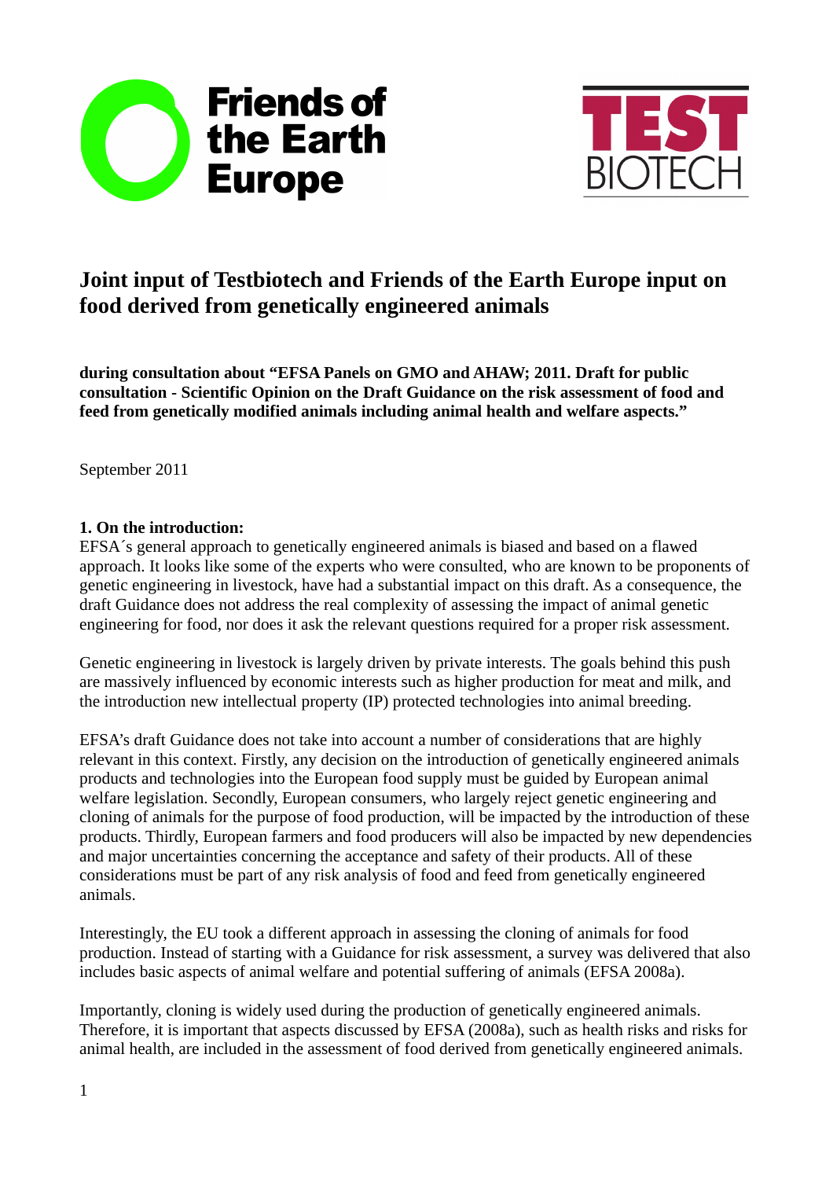# Joint input of Testbiotech and Friends of the Earth Europe input on food derived from genetically engineered animals

**during consultation about "EFSA Panels on GMO and AHAW; 2011. Draft for public consultation - Scientific Opinion on the Draft Guidance on the risk assessment of food and feed from genetically modified animals including animal health and welfare aspects."**

September 2011

**1. On the introduction:**

EFSA´s general approach to genetically engineered animals is biased and based on a flawed approach. It looks like some of the experts who were consulted, who are known to be proponents of genetic engineering in livestock, have had a substantial impact on this draft. As a consequence, the draft Guidance does not address the real complexity of assessing the impact of animal genetic engineering for food, nor does it ask the relevant questions required for a proper risk assessment.

Genetic engineering in livestock is largely driven by private interests. The goals behind this push are massively influenced by economic interests such as higher production for meat and milk, and the introduction new intellectual property (IP) protected technologies into animal breeding.

EFSA's draft Guidance does not take into account a number of considerations that are highly relevant in this context. Firstly, any decision on the introduction of genetically engineered animals products and technologies into the European food supply must be guided by European animal welfare legislation. Secondly, European consumers, who largely reject genetic engineering and cloning of animals for the purpose of food production, will be impacted by the introduction of these products. Thirdly, European farmers and food producers will also be impacted by new dependencies and major uncertainties concerning the acceptance and safety of their products. All of these considerations must be part of any risk analysis of food and feed from genetically engineered animals.

Interestingly, the EU took a different approach in assessing the cloning of animals for food production. Instead of starting with a Guidance for risk assessment, a survey was delivered that also includes basic aspects of animal welfare and potential suffering of animals (EFSA 2008a).

Importantly, cloning is widely used during the production of genetically engineered animals. Therefore, it is important that aspects discussed by EFSA (2008a), such as health risks and risks for animal health, are included in the assessment of food derived from genetically engineered animals.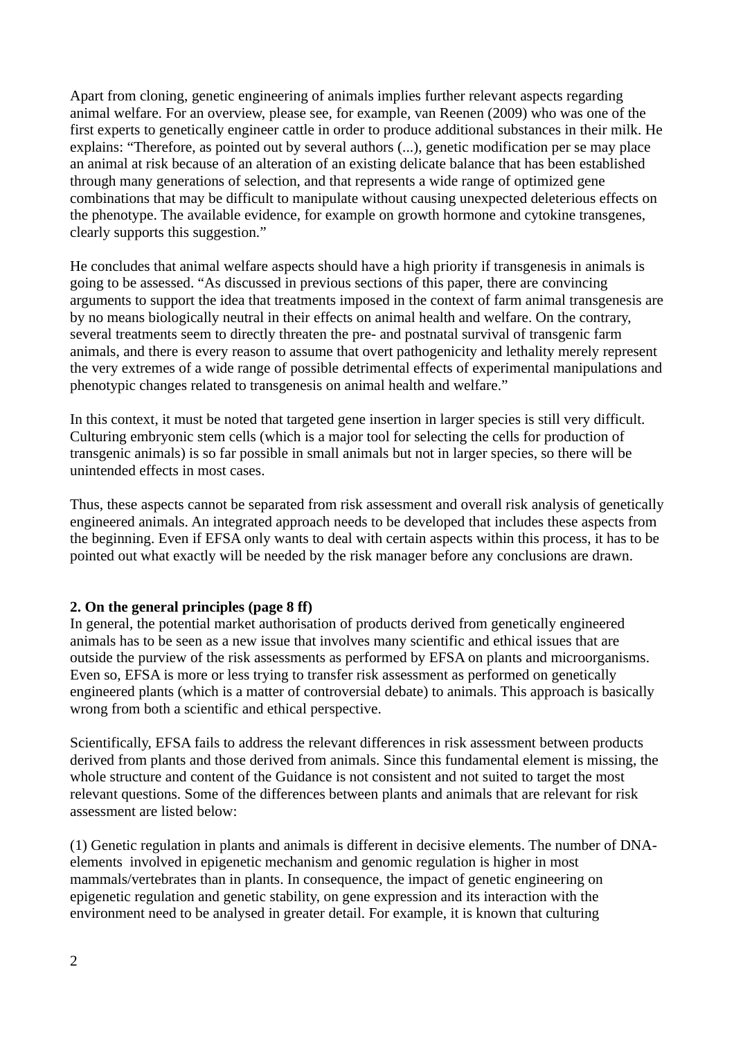Apart from cloning, genetic engineering of animals implies further relevant aspects regarding animal welfare. For an overview, please see, for example, van Reenen (2009) who was one of the first experts to genetically engineer cattle in order to produce additional substances in their milk. He explains: "Therefore, as pointed out by several authors (...), genetic modification per se may place an animal at risk because of an alteration of an existing delicate balance that has been established through many generations of selection, and that represents a wide range of optimized gene combinations that may be difficult to manipulate without causing unexpected deleterious effects on the phenotype. The available evidence, for example on growth hormone and cytokine transgenes, clearly supports this suggestion."

He concludes that animal welfare aspects should have a high priority if transgenesis in animals is going to be assessed. "As discussed in previous sections of this paper, there are convincing arguments to support the idea that treatments imposed in the context of farm animal transgenesis are by no means biologically neutral in their effects on animal health and welfare. On the contrary, several treatments seem to directly threaten the pre- and postnatal survival of transgenic farm animals, and there is every reason to assume that overt pathogenicity and lethality merely represent the very extremes of a wide range of possible detrimental effects of experimental manipulations and phenotypic changes related to transgenesis on animal health and welfare."

In this context, it must be noted that targeted gene insertion in larger species is still very difficult. Culturing embryonic stem cells (which is a major tool for selecting the cells for production of transgenic animals) is so far possible in small animals but not in larger species, so there will be unintended effects in most cases.

Thus, these aspects cannot be separated from risk assessment and overall risk analysis of genetically engineered animals. An integrated approach needs to be developed that includes these aspects from the beginning. Even if EFSA only wants to deal with certain aspects within this process, it has to be pointed out what exactly will be needed by the risk manager before any conclusions are drawn.

**2. On the general principles (page 8 ff)**

In general, the potential market authorisation of products derived from genetically engineered animals has to be seen as a new issue that involves many scientific and ethical issues that are outside the purview of the risk assessments as performed by EFSA on plants and microorganisms. Even so, EFSA is more or less trying to transfer risk assessment as performed on genetically engineered plants (which is a matter of controversial debate) to animals. This approach is basically wrong from both a scientific and ethical perspective.

Scientifically, EFSA fails to address the relevant differences in risk assessment between products derived from plants and those derived from animals. Since this fundamental element is missing, the whole structure and content of the Guidance is not consistent and not suited to target the most relevant questions. Some of the differences between plants and animals that are relevant for risk assessment are listed below:

(1) Genetic regulation in plants and animals is different in decisive elements. The number of DNA-elements involved in epigenetic mechanism and genomic regulation is higher in most mammals/vertebrates than in plants. In consequence, the impact of genetic engineering on epigenetic regulation and genetic stability, on gene expression and its interaction with the environment need to be analysed in greater detail. For example, it is known that culturing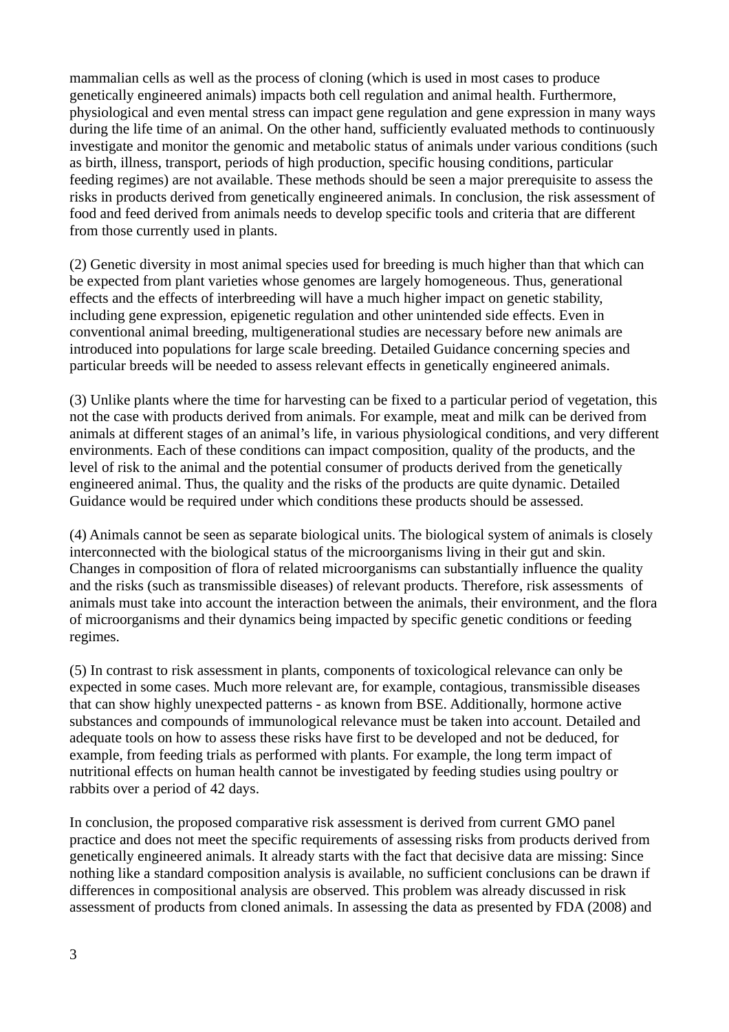mammalian cells as well as the process of cloning (which is used in most cases to produce genetically engineered animals) impacts both cell regulation and animal health. Furthermore, physiological and even mental stress can impact gene regulation and gene expression in many ways during the life time of an animal. On the other hand, sufficiently evaluated methods to continuously investigate and monitor the genomic and metabolic status of animals under various conditions (such as birth, illness, transport, periods of high production, specific housing conditions, particular feeding regimes) are not available. These methods should be seen a major prerequisite to assess the risks in products derived from genetically engineered animals. In conclusion, the risk assessment of food and feed derived from animals needs to develop specific tools and criteria that are different from those currently used in plants.

(2) Genetic diversity in most animal species used for breeding is much higher than that which can be expected from plant varieties whose genomes are largely homogeneous. Thus, generational effects and the effects of interbreeding will have a much higher impact on genetic stability, including gene expression, epigenetic regulation and other unintended side effects. Even in conventional animal breeding, multigenerational studies are necessary before new animals are introduced into populations for large scale breeding. Detailed Guidance concerning species and particular breeds will be needed to assess relevant effects in genetically engineered animals.

(3) Unlike plants where the time for harvesting can be fixed to a particular period of vegetation, this not the case with products derived from animals. For example, meat and milk can be derived from animals at different stages of an animal's life, in various physiological conditions, and very different environments. Each of these conditions can impact composition, quality of the products, and the level of risk to the animal and the potential consumer of products derived from the genetically engineered animal. Thus, the quality and the risks of the products are quite dynamic. Detailed Guidance would be required under which conditions these products should be assessed.

(4) Animals cannot be seen as separate biological units. The biological system of animals is closely interconnected with the biological status of the microorganisms living in their gut and skin. Changes in composition of flora of related microorganisms can substantially influence the quality and the risks (such as transmissible diseases) of relevant products. Therefore, risk assessments of animals must take into account the interaction between the animals, their environment, and the flora of microorganisms and their dynamics being impacted by specific genetic conditions or feeding regimes.

(5) In contrast to risk assessment in plants, components of toxicological relevance can only be expected in some cases. Much more relevant are, for example, contagious, transmissible diseases that can show highly unexpected patterns - as known from BSE. Additionally, hormone active substances and compounds of immunological relevance must be taken into account. Detailed and adequate tools on how to assess these risks have first to be developed and not be deduced, for example, from feeding trials as performed with plants. For example, the long term impact of nutritional effects on human health cannot be investigated by feeding studies using poultry or rabbits over a period of 42 days.

In conclusion, the proposed comparative risk assessment is derived from current GMO panel practice and does not meet the specific requirements of assessing risks from products derived from genetically engineered animals. It already starts with the fact that decisive data are missing: Since nothing like a standard composition analysis is available, no sufficient conclusions can be drawn if differences in compositional analysis are observed. This problem was already discussed in risk assessment of products from cloned animals. In assessing the data as presented by FDA (2008) and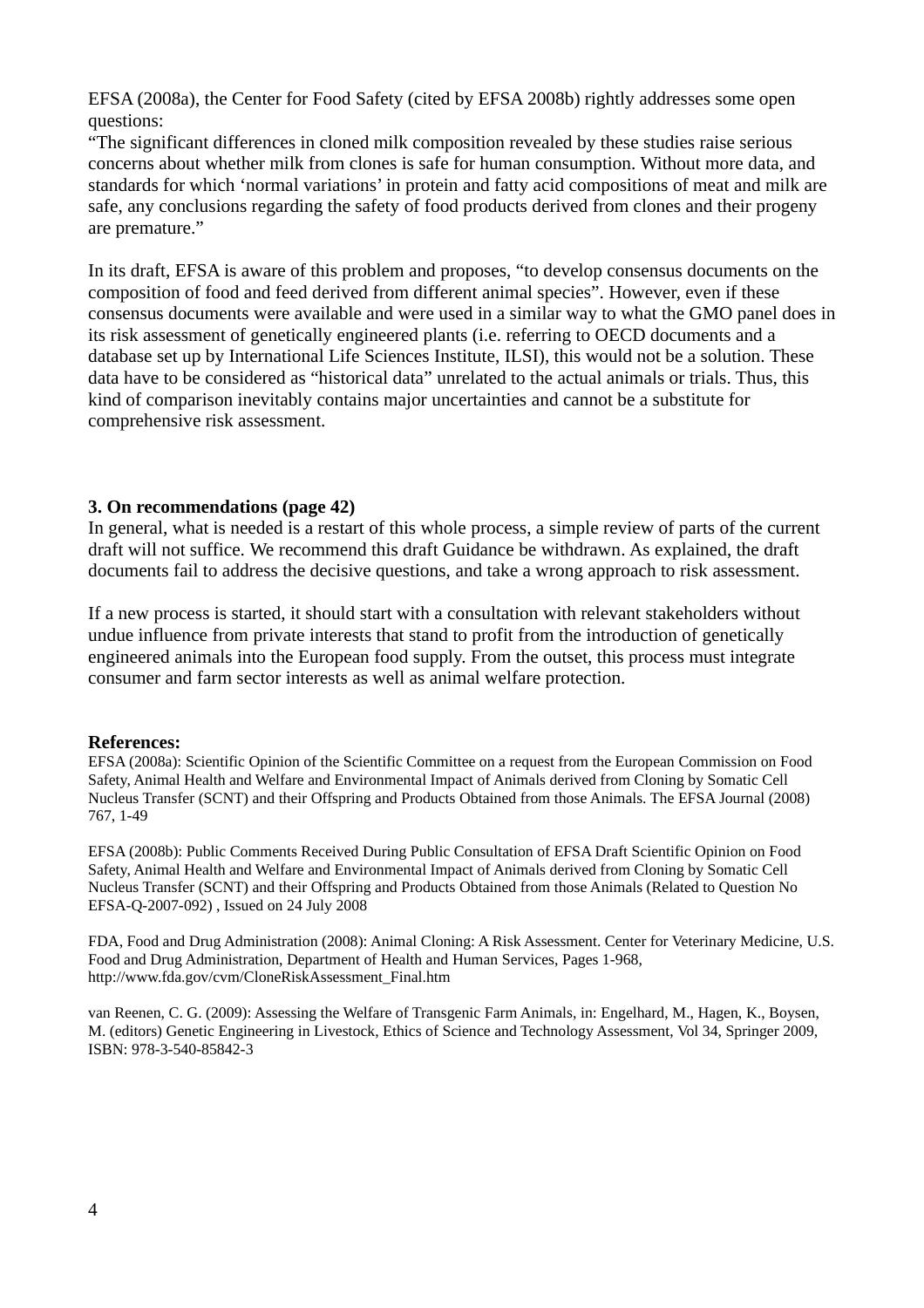EFSA (2008a), the Center for Food Safety (cited by EFSA 2008b) rightly addresses some open questions:
“The significant differences in cloned milk composition revealed by these studies raise serious concerns about whether milk from clones is safe for human consumption. Without more data, and standards for which ‘normal variations’ in protein and fatty acid compositions of meat and milk are safe, any conclusions regarding the safety of food products derived from clones and their progeny are premature.”

In its draft, EFSA is aware of this problem and proposes, “to develop consensus documents on the composition of food and feed derived from different animal species”. However, even if these consensus documents were available and were used in a similar way to what the GMO panel does in its risk assessment of genetically engineered plants (i.e. referring to OECD documents and a database set up by International Life Sciences Institute, ILSI), this would not be a solution. These data have to be considered as “historical data” unrelated to the actual animals or trials. Thus, this kind of comparison inevitably contains major uncertainties and cannot be a substitute for comprehensive risk assessment.

**3. On recommendations (page 42)**

In general, what is needed is a restart of this whole process, a simple review of parts of the current draft will not suffice. We recommend this draft Guidance be withdrawn. As explained, the draft documents fail to address the decisive questions, and take a wrong approach to risk assessment.

If a new process is started, it should start with a consultation with relevant stakeholders without undue influence from private interests that stand to profit from the introduction of genetically engineered animals into the European food supply. From the outset, this process must integrate consumer and farm sector interests as well as animal welfare protection.

**References:**

EFSA (2008a): Scientific Opinion of the Scientific Committee on a request from the European Commission on Food Safety, Animal Health and Welfare and Environmental Impact of Animals derived from Cloning by Somatic Cell Nucleus Transfer (SCNT) and their Offspring and Products Obtained from those Animals. The EFSA Journal (2008) 767, 1-49

EFSA (2008b): Public Comments Received During Public Consultation of EFSA Draft Scientific Opinion on Food Safety, Animal Health and Welfare and Environmental Impact of Animals derived from Cloning by Somatic Cell Nucleus Transfer (SCNT) and their Offspring and Products Obtained from those Animals (Related to Question No EFSA-Q-2007-092) , Issued on 24 July 2008

FDA, Food and Drug Administration (2008): Animal Cloning: A Risk Assessment. Center for Veterinary Medicine, U.S. Food and Drug Administration, Department of Health and Human Services, Pages 1-968, http://www.fda.gov/cvm/CloneRiskAssessment_Final.htm

van Reenen, C. G. (2009): Assessing the Welfare of Transgenic Farm Animals, in: Engelhard, M., Hagen, K., Boysen, M. (editors) Genetic Engineering in Livestock, Ethics of Science and Technology Assessment, Vol 34, Springer 2009, ISBN: 978-3-540-85842-3